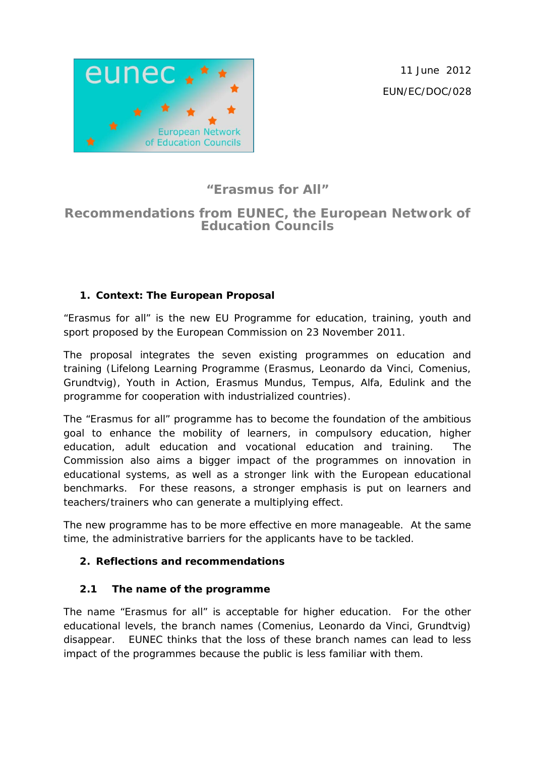11 June 2012

EUN/EC/DOC/028

# "Erasmus for All"

# Recommendations from EUNEC, the European Network of Education Councils

## 1. Context: The European Proposal

"Erasmus for all" is the new EU Programme for education, training, youth and sport proposed by the European Commission on 23 November 2011.

The proposal integrates the seven existing programmes on education and training (Lifelong Learning Programme (Erasmus, Leonardo da Vinci, Comenius, Grundtvig), Youth in Action, Erasmus Mundus, Tempus, Alfa, Edulink and the programme for cooperation with industrialized countries).

The "Erasmus for all" programme has to become the foundation of the ambitious goal to enhance the mobility of learners, in compulsory education, higher education, adult education and vocational education and training. The Commission also aims a bigger impact of the programmes on innovation in educational systems, as well as a stronger link with the European educational benchmarks. For these reasons, a stronger emphasis is put on learners and teachers/trainers who can generate a multiplying effect.

The new programme has to be more effective en more manageable. At the same time, the administrative barriers for the applicants have to be tackled.

## 2. Reflections and recommendations

### 2.1 The name of the programme

The name "Erasmus for all" is acceptable for higher education. For the other educational levels, the branch names (Comenius, Leonardo da Vinci, Grundtvig) disappear. EUNEC thinks that the loss of these branch names can lead to less impact of the programmes because the public is less familiar with them.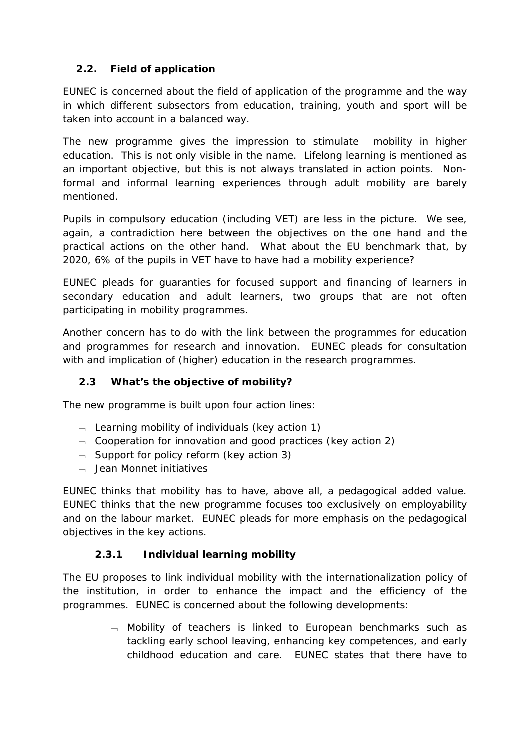### 2.2. Field of application

EUNEC is concerned about the field of application of the programme and the way in which different subsectors from education, training, youth and sport will be taken into account in a balanced way.

The new programme gives the impression to stimulate mobility in higher education. This is not only visible in the name. Lifelong learning is mentioned as an important objective, but this is not always translated in action points. Non-formal and informal learning experiences through adult mobility are barely mentioned.

Pupils in compulsory education (including VET) are less in the picture. We see, again, a contradiction here between the objectives on the one hand and the practical actions on the other hand. What about the EU benchmark that, by 2020, 6% of the pupils in VET have to have had a mobility experience?

EUNEC pleads for guaranties for focused support and financing of learners in secondary education and adult learners, two groups that are not often participating in mobility programmes.

Another concern has to do with the link between the programmes for education and programmes for research and innovation. EUNEC pleads for consultation with and implication of (higher) education in the research programmes.

### 2.3 What's the objective of mobility?

The new programme is built upon four action lines:

- Learning mobility of individuals (key action 1)
- Cooperation for innovation and good practices (key action 2)
- Support for policy reform (key action 3)
- Jean Monnet initiatives

EUNEC thinks that mobility has to have, above all, a pedagogical added value. EUNEC thinks that the new programme focuses too exclusively on employability and on the labour market. EUNEC pleads for more emphasis on the pedagogical objectives in the key actions.

#### 2.3.1 Individual learning mobility

The EU proposes to link individual mobility with the internationalization policy of the institution, in order to enhance the impact and the efficiency of the programmes. EUNEC is concerned about the following developments:

- Mobility of teachers is linked to European benchmarks such as tackling early school leaving, enhancing key competences, and early childhood education and care. EUNEC states that there have to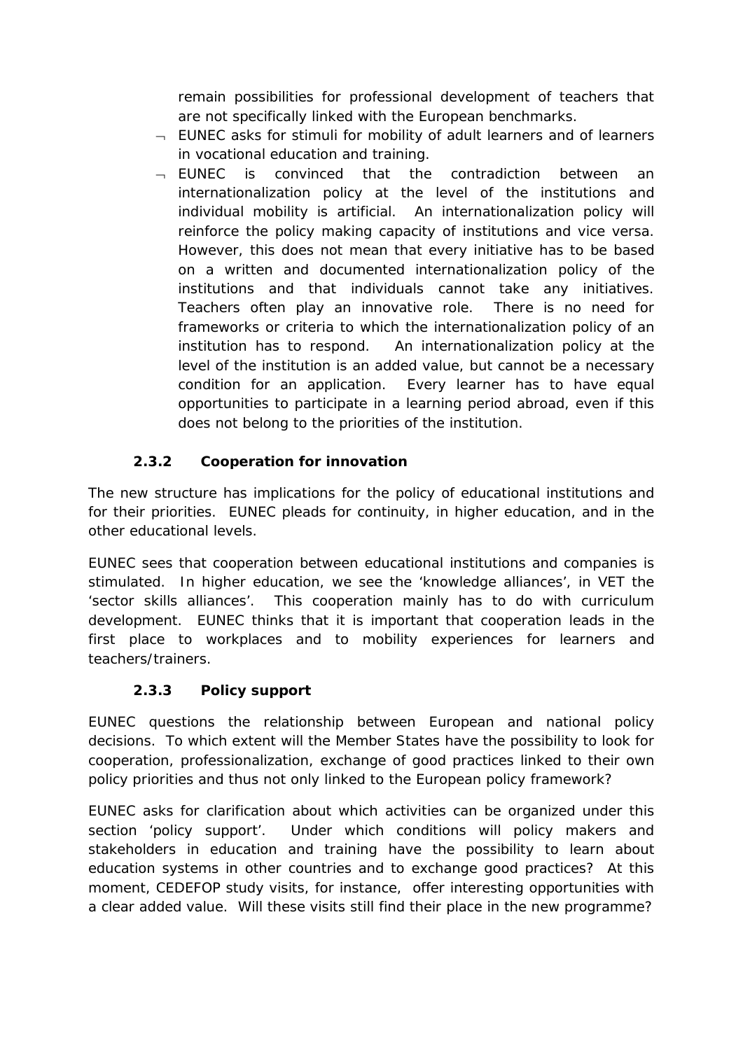remain possibilities for professional development of teachers that are not specifically linked with the European benchmarks.

- EUNEC asks for stimuli for mobility of adult learners and of learners in vocational education and training.
- EUNEC is convinced that the contradiction between an internationalization policy at the level of the institutions and individual mobility is artificial. An internationalization policy will reinforce the policy making capacity of institutions and vice versa. However, this does not mean that every initiative has to be based on a written and documented internationalization policy of the institutions and that individuals cannot take any initiatives. Teachers often play an innovative role. There is no need for frameworks or criteria to which the internationalization policy of an institution has to respond. An internationalization policy at the level of the institution is an added value, but cannot be a necessary condition for an application. Every learner has to have equal opportunities to participate in a learning period abroad, even if this does not belong to the priorities of the institution.

### 2.3.2 Cooperation for innovation

The new structure has implications for the policy of educational institutions and for their priorities. EUNEC pleads for continuity, in higher education, and in the other educational levels.

EUNEC sees that cooperation between educational institutions and companies is stimulated. In higher education, we see the 'knowledge alliances', in VET the 'sector skills alliances'. This cooperation mainly has to do with curriculum development. EUNEC thinks that it is important that cooperation leads in the first place to workplaces and to mobility experiences for learners and teachers/trainers.

### 2.3.3 Policy support

EUNEC questions the relationship between European and national policy decisions. To which extent will the Member States have the possibility to look for cooperation, professionalization, exchange of good practices linked to their own policy priorities and thus not only linked to the European policy framework?

EUNEC asks for clarification about which activities can be organized under this section 'policy support'. Under which conditions will policy makers and stakeholders in education and training have the possibility to learn about education systems in other countries and to exchange good practices? At this moment, CEDEFOP study visits, for instance, offer interesting opportunities with a clear added value. Will these visits still find their place in the new programme?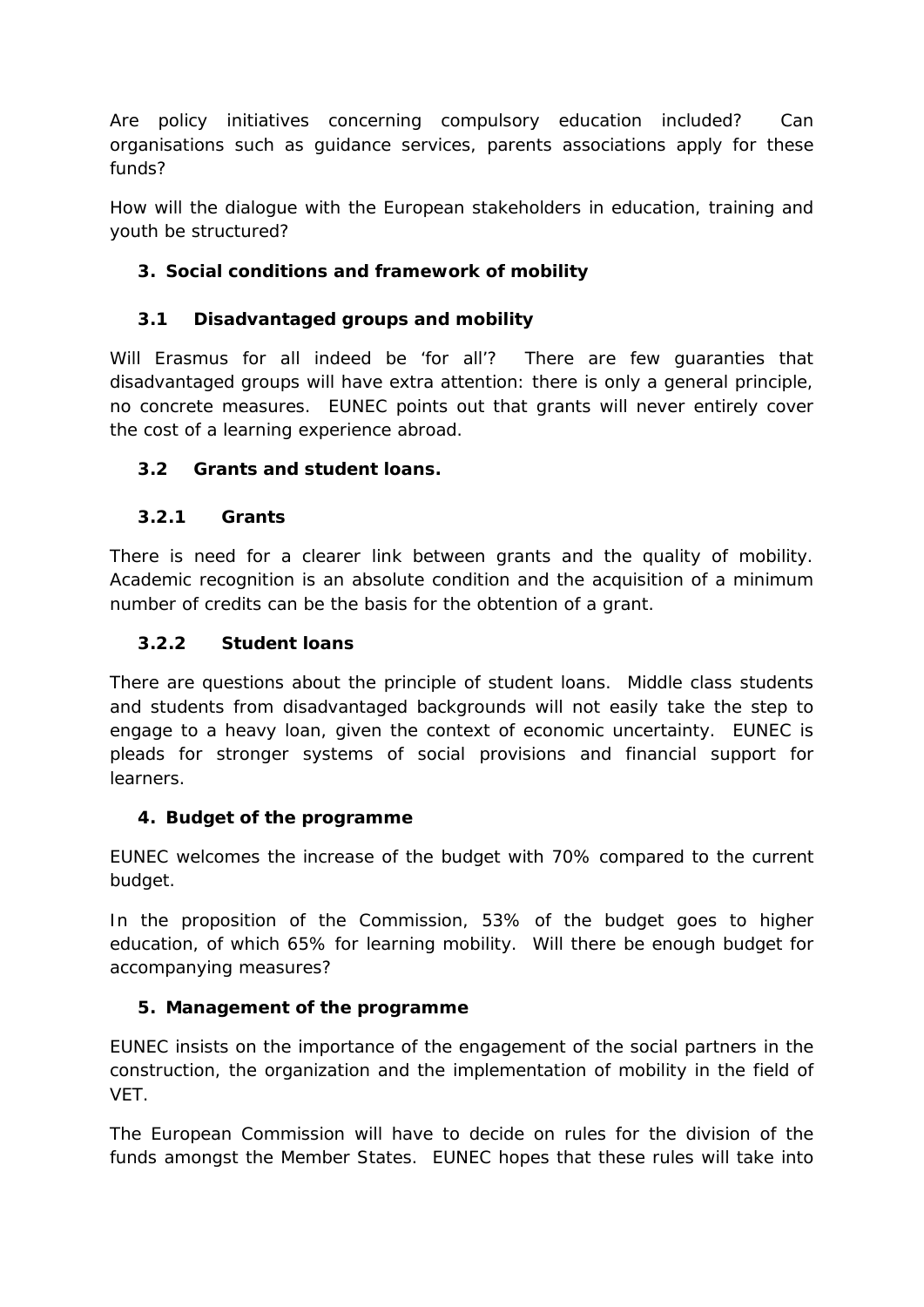Are policy initiatives concerning compulsory education included? Can organisations such as guidance services, parents associations apply for these funds?

How will the dialogue with the European stakeholders in education, training and youth be structured?

## 3. Social conditions and framework of mobility

### 3.1 Disadvantaged groups and mobility

Will Erasmus for all indeed be 'for all'? There are few guaranties that disadvantaged groups will have extra attention: there is only a general principle, no concrete measures. EUNEC points out that grants will never entirely cover the cost of a learning experience abroad.

### 3.2 Grants and student loans.

#### 3.2.1 Grants

There is need for a clearer link between grants and the quality of mobility. Academic recognition is an absolute condition and the acquisition of a minimum number of credits can be the basis for the obtention of a grant.

#### 3.2.2 Student loans

There are questions about the principle of student loans. Middle class students and students from disadvantaged backgrounds will not easily take the step to engage to a heavy loan, given the context of economic uncertainty. EUNEC is pleads for stronger systems of social provisions and financial support for learners.

## 4. Budget of the programme

EUNEC welcomes the increase of the budget with 70% compared to the current budget.

In the proposition of the Commission, 53% of the budget goes to higher education, of which 65% for learning mobility. Will there be enough budget for accompanying measures?

## 5. Management of the programme

EUNEC insists on the importance of the engagement of the social partners in the construction, the organization and the implementation of mobility in the field of VET.

The European Commission will have to decide on rules for the division of the funds amongst the Member States. EUNEC hopes that these rules will take into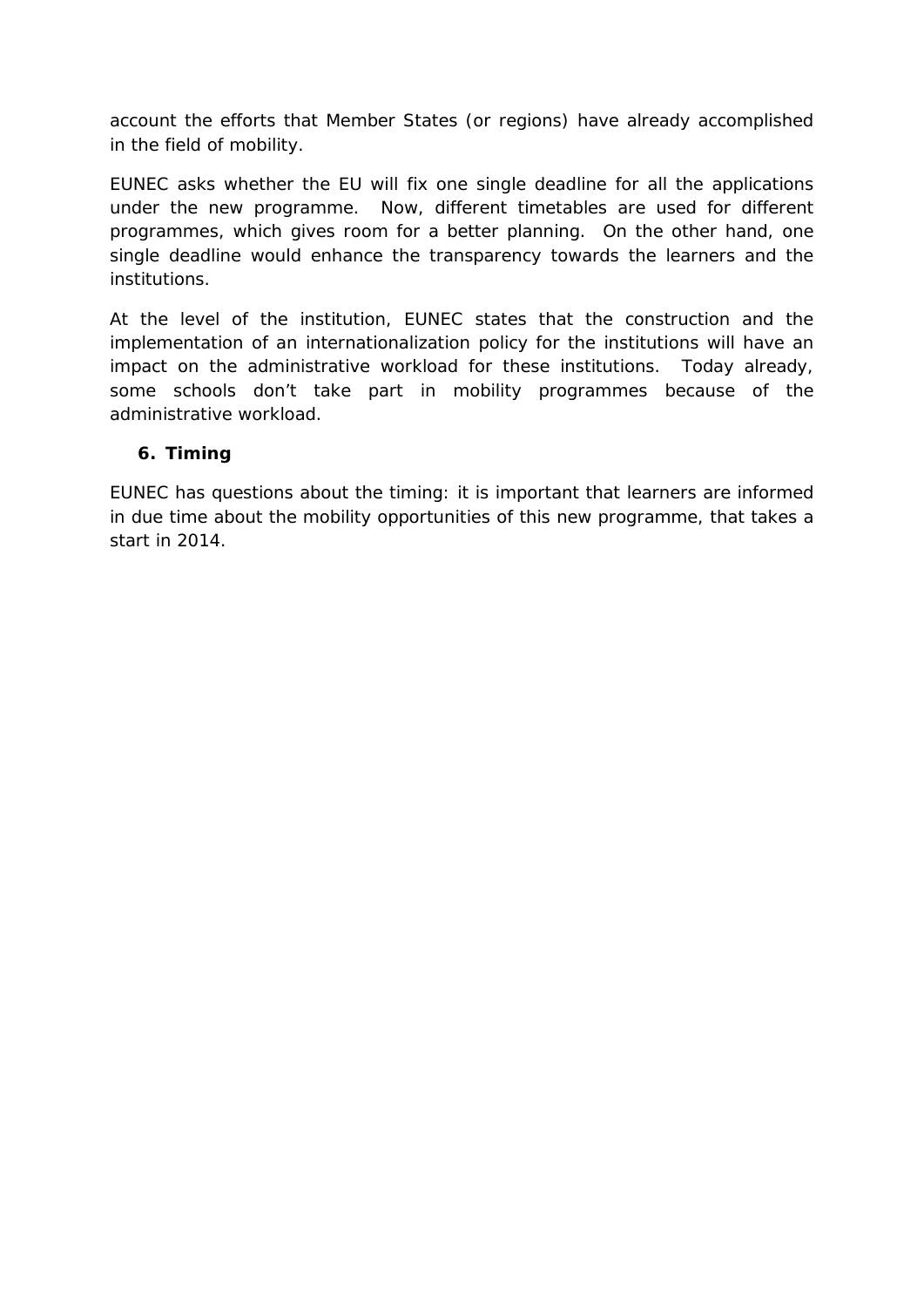account the efforts that Member States (or regions) have already accomplished in the field of mobility.

EUNEC asks whether the EU will fix one single deadline for all the applications under the new programme. Now, different timetables are used for different programmes, which gives room for a better planning. On the other hand, one single deadline would enhance the transparency towards the learners and the institutions.

At the level of the institution, EUNEC states that the construction and the implementation of an internationalization policy for the institutions will have an impact on the administrative workload for these institutions. Today already, some schools don't take part in mobility programmes because of the administrative workload.

## 6. Timing

EUNEC has questions about the timing: it is important that learners are informed in due time about the mobility opportunities of this new programme, that takes a start in 2014.